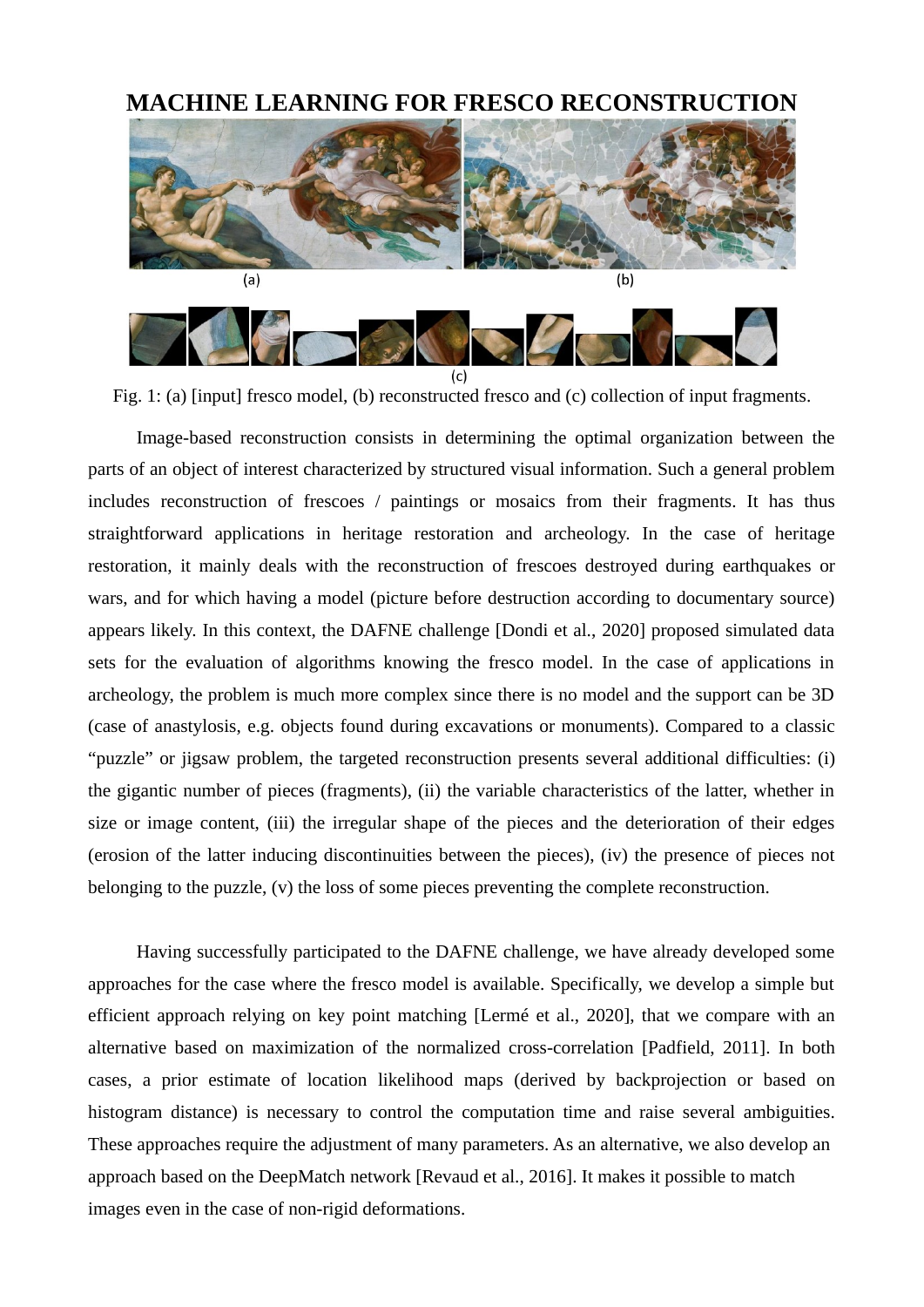# MACHINE LEARNING FOR FRESCO RECONSTRUCTION

(a) (b)

(c)

Fig. 1: (a) [input] fresco model, (b) reconstructed fresco and (c) collection of input fragments.

Image-based reconstruction consists in determining the optimal organization between the parts of an object of interest characterized by structured visual information. Such a general problem includes reconstruction of frescoes / paintings or mosaics from their fragments. It has thus straightforward applications in heritage restoration and archeology. In the case of heritage restoration, it mainly deals with the reconstruction of frescoes destroyed during earthquakes or wars, and for which having a model (picture before destruction according to documentary source) appears likely. In this context, the DAFNE challenge [Dondi et al., 2020] proposed simulated data sets for the evaluation of algorithms knowing the fresco model. In the case of applications in archeology, the problem is much more complex since there is no model and the support can be 3D (case of anastylosis, e.g. objects found during excavations or monuments). Compared to a classic “puzzle” or jigsaw problem, the targeted reconstruction presents several additional difficulties: (i) the gigantic number of pieces (fragments), (ii) the variable characteristics of the latter, whether in size or image content, (iii) the irregular shape of the pieces and the deterioration of their edges (erosion of the latter inducing discontinuities between the pieces), (iv) the presence of pieces not belonging to the puzzle, (v) the loss of some pieces preventing the complete reconstruction.

Having successfully participated to the DAFNE challenge, we have already developed some approaches for the case where the fresco model is available. Specifically, we develop a simple but efficient approach relying on key point matching [Lermé et al., 2020], that we compare with an alternative based on maximization of the normalized cross-correlation [Padfield, 2011]. In both cases, a prior estimate of location likelihood maps (derived by backprojection or based on histogram distance) is necessary to control the computation time and raise several ambiguities. These approaches require the adjustment of many parameters. As an alternative, we also develop an approach based on the DeepMatch network [Revaud et al., 2016]. It makes it possible to match images even in the case of non-rigid deformations.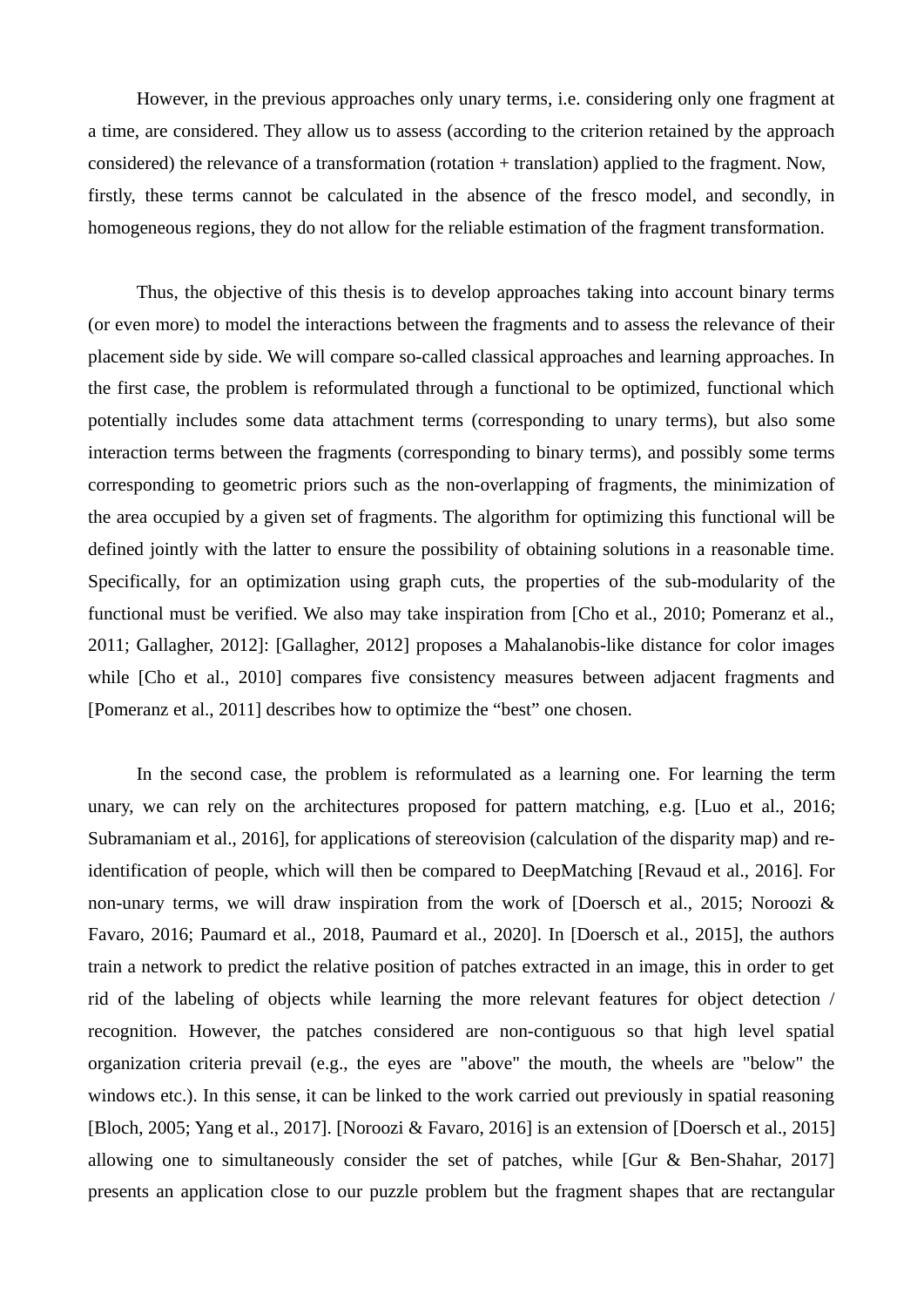However, in the previous approaches only unary terms, i.e. considering only one fragment at a time, are considered. They allow us to assess (according to the criterion retained by the approach considered) the relevance of a transformation (rotation + translation) applied to the fragment. Now, firstly, these terms cannot be calculated in the absence of the fresco model, and secondly, in homogeneous regions, they do not allow for the reliable estimation of the fragment transformation.

Thus, the objective of this thesis is to develop approaches taking into account binary terms (or even more) to model the interactions between the fragments and to assess the relevance of their placement side by side. We will compare so-called classical approaches and learning approaches. In the first case, the problem is reformulated through a functional to be optimized, functional which potentially includes some data attachment terms (corresponding to unary terms), but also some interaction terms between the fragments (corresponding to binary terms), and possibly some terms corresponding to geometric priors such as the non-overlapping of fragments, the minimization of the area occupied by a given set of fragments. The algorithm for optimizing this functional will be defined jointly with the latter to ensure the possibility of obtaining solutions in a reasonable time. Specifically, for an optimization using graph cuts, the properties of the sub-modularity of the functional must be verified. We also may take inspiration from [Cho et al., 2010; Pomeranz et al., 2011; Gallagher, 2012]: [Gallagher, 2012] proposes a Mahalanobis-like distance for color images while [Cho et al., 2010] compares five consistency measures between adjacent fragments and [Pomeranz et al., 2011] describes how to optimize the “best” one chosen.

In the second case, the problem is reformulated as a learning one. For learning the term unary, we can rely on the architectures proposed for pattern matching, e.g. [Luo et al., 2016; Subramaniam et al., 2016], for applications of stereovision (calculation of the disparity map) and re-identification of people, which will then be compared to DeepMatching [Revaud et al., 2016]. For non-unary terms, we will draw inspiration from the work of [Doersch et al., 2015; Noroozi & Favaro, 2016; Paumard et al., 2018, Paumard et al., 2020]. In [Doersch et al., 2015], the authors train a network to predict the relative position of patches extracted in an image, this in order to get rid of the labeling of objects while learning the more relevant features for object detection / recognition. However, the patches considered are non-contiguous so that high level spatial organization criteria prevail (e.g., the eyes are "above" the mouth, the wheels are "below" the windows etc.). In this sense, it can be linked to the work carried out previously in spatial reasoning [Bloch, 2005; Yang et al., 2017]. [Noroozi & Favaro, 2016] is an extension of [Doersch et al., 2015] allowing one to simultaneously consider the set of patches, while [Gur & Ben-Shahar, 2017] presents an application close to our puzzle problem but the fragment shapes that are rectangular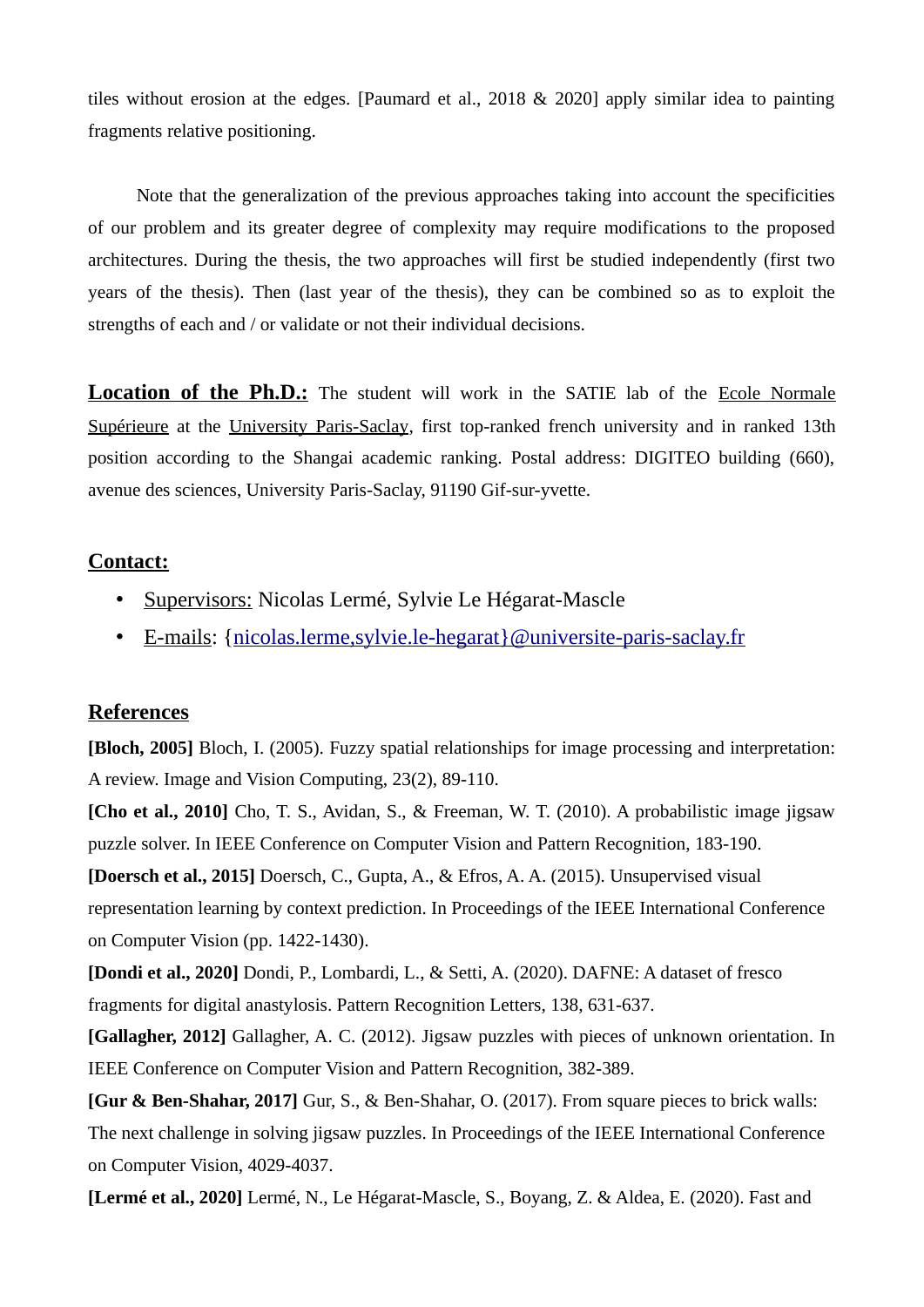tiles without erosion at the edges. [Paumard et al., 2018 & 2020] apply similar idea to painting fragments relative positioning.

Note that the generalization of the previous approaches taking into account the specificities of our problem and its greater degree of complexity may require modifications to the proposed architectures. During the thesis, the two approaches will first be studied independently (first two years of the thesis). Then (last year of the thesis), they can be combined so as to exploit the strengths of each and / or validate or not their individual decisions.

**Location of the Ph.D.:** The student will work in the SATIE lab of the Ecole Normale Supérieure at the University Paris-Saclay, first top-ranked french university and in ranked 13th position according to the Shangai academic ranking. Postal address: DIGITEO building (660), avenue des sciences, University Paris-Saclay, 91190 Gif-sur-yvette.

**Contact:**

- Supervisors: Nicolas Lermé, Sylvie Le Hégarat-Mascle
- E-mails: {nicolas.lerme,sylvie.le-hegarat}@universite-paris-saclay.fr

**References**

**[Bloch, 2005]** Bloch, I. (2005). Fuzzy spatial relationships for image processing and interpretation: A review. Image and Vision Computing, 23(2), 89-110.

**[Cho et al., 2010]** Cho, T. S., Avidan, S., & Freeman, W. T. (2010). A probabilistic image jigsaw puzzle solver. In IEEE Conference on Computer Vision and Pattern Recognition, 183-190.

**[Doersch et al., 2015]** Doersch, C., Gupta, A., & Efros, A. A. (2015). Unsupervised visual representation learning by context prediction. In Proceedings of the IEEE International Conference on Computer Vision (pp. 1422-1430).

**[Dondi et al., 2020]** Dondi, P., Lombardi, L., & Setti, A. (2020). DAFNE: A dataset of fresco fragments for digital anastylosis. Pattern Recognition Letters, 138, 631-637.

**[Gallagher, 2012]** Gallagher, A. C. (2012). Jigsaw puzzles with pieces of unknown orientation. In IEEE Conference on Computer Vision and Pattern Recognition, 382-389.

**[Gur & Ben-Shahar, 2017]** Gur, S., & Ben-Shahar, O. (2017). From square pieces to brick walls: The next challenge in solving jigsaw puzzles. In Proceedings of the IEEE International Conference on Computer Vision, 4029-4037.

**[Lermé et al., 2020]** Lermé, N., Le Hégarat-Mascle, S., Boyang, Z. & Aldea, E. (2020). Fast and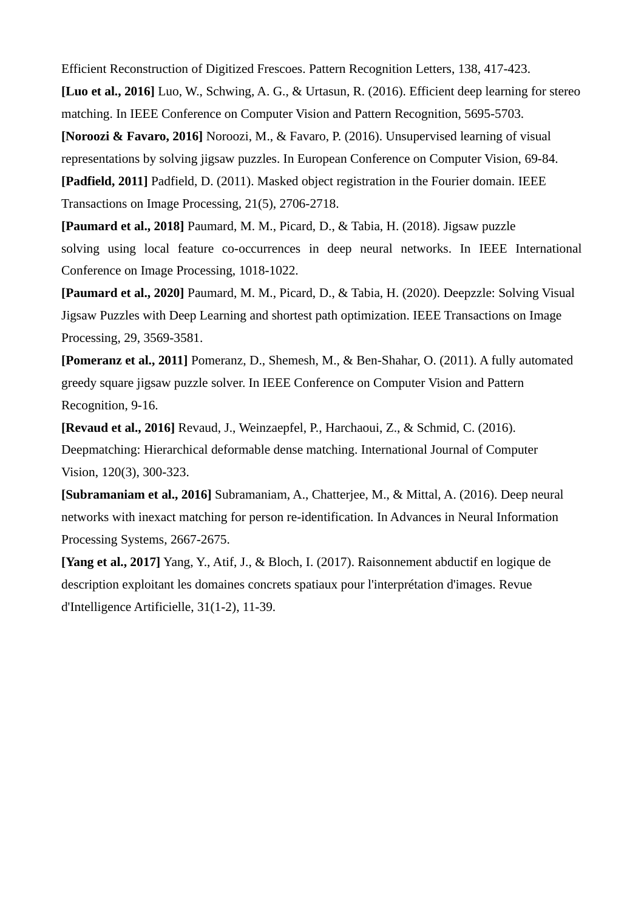Efficient Reconstruction of Digitized Frescoes. Pattern Recognition Letters, 138, 417-423.

**[Luo et al., 2016]** Luo, W., Schwing, A. G., & Urtasun, R. (2016). Efficient deep learning for stereo matching. In IEEE Conference on Computer Vision and Pattern Recognition, 5695-5703.

**[Noroozi & Favaro, 2016]** Noroozi, M., & Favaro, P. (2016). Unsupervised learning of visual representations by solving jigsaw puzzles. In European Conference on Computer Vision, 69-84.

**[Padfield, 2011]** Padfield, D. (2011). Masked object registration in the Fourier domain. IEEE Transactions on Image Processing, 21(5), 2706-2718.

**[Paumard et al., 2018]** Paumard, M. M., Picard, D., & Tabia, H. (2018). Jigsaw puzzle solving using local feature co-occurrences in deep neural networks. In IEEE International Conference on Image Processing, 1018-1022.

**[Paumard et al., 2020]** Paumard, M. M., Picard, D., & Tabia, H. (2020). Deepzzle: Solving Visual Jigsaw Puzzles with Deep Learning and shortest path optimization. IEEE Transactions on Image Processing, 29, 3569-3581.

**[Pomeranz et al., 2011]** Pomeranz, D., Shemesh, M., & Ben-Shahar, O. (2011). A fully automated greedy square jigsaw puzzle solver. In IEEE Conference on Computer Vision and Pattern Recognition, 9-16.

**[Revaud et al., 2016]** Revaud, J., Weinzaepfel, P., Harchaoui, Z., & Schmid, C. (2016). Deepmatching: Hierarchical deformable dense matching. International Journal of Computer Vision, 120(3), 300-323.

**[Subramaniam et al., 2016]** Subramaniam, A., Chatterjee, M., & Mittal, A. (2016). Deep neural networks with inexact matching for person re-identification. In Advances in Neural Information Processing Systems, 2667-2675.

**[Yang et al., 2017]** Yang, Y., Atif, J., & Bloch, I. (2017). Raisonnement abductif en logique de description exploitant les domaines concrets spatiaux pour l'interprétation d'images. Revue d'Intelligence Artificielle, 31(1-2), 11-39.